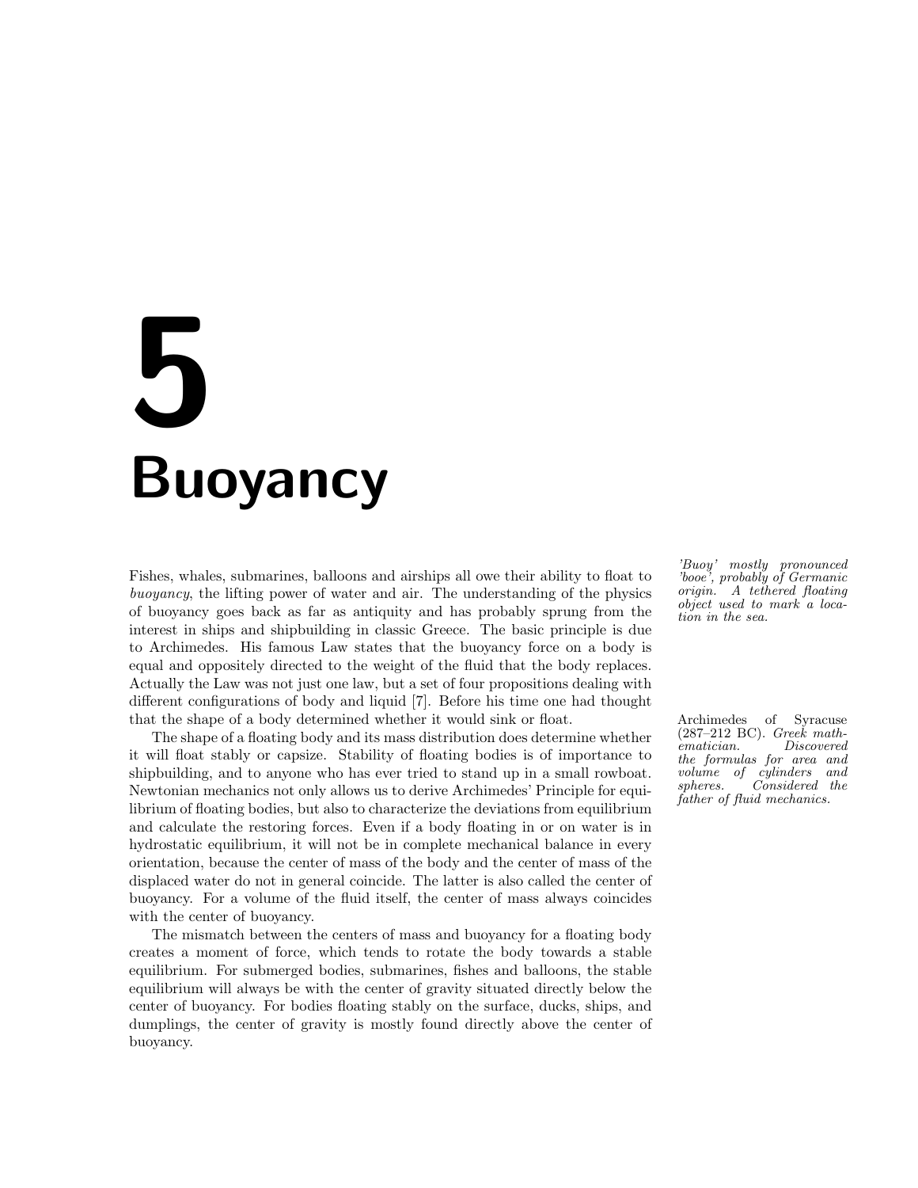# 5 Buoyancy

Fishes, whales, submarines, balloons and airships all owe their ability to float to *buoyancy*, the lifting power of water and air. The understanding of the physics of buoyancy goes back as far as antiquity and has probably sprung from the interest in ships and shipbuilding in classic Greece. The basic principle is due to Archimedes. His famous Law states that the buoyancy force on a body is equal and oppositely directed to the weight of the fluid that the body replaces. Actually the Law was not just one law, but a set of four propositions dealing with different configurations of body and liquid [7]. Before his time one had thought that the shape of a body determined whether it would sink or float.

*'Buoy' mostly pronounced 'booe', probably of Germanic origin. A tethered floating object used to mark a location in the sea.*

Archimedes of Syracuse (287–212 BC). *Greek mathematician. Discovered the formulas for area and volume of cylinders and spheres. Considered the father of fluid mechanics.*

The shape of a floating body and its mass distribution does determine whether it will float stably or capsize. Stability of floating bodies is of importance to shipbuilding, and to anyone who has ever tried to stand up in a small rowboat. Newtonian mechanics not only allows us to derive Archimedes' Principle for equilibrium of floating bodies, but also to characterize the deviations from equilibrium and calculate the restoring forces. Even if a body floating in or on water is in hydrostatic equilibrium, it will not be in complete mechanical balance in every orientation, because the center of mass of the body and the center of mass of the displaced water do not in general coincide. The latter is also called the center of buoyancy. For a volume of the fluid itself, the center of mass always coincides with the center of buoyancy.

The mismatch between the centers of mass and buoyancy for a floating body creates a moment of force, which tends to rotate the body towards a stable equilibrium. For submerged bodies, submarines, fishes and balloons, the stable equilibrium will always be with the center of gravity situated directly below the center of buoyancy. For bodies floating stably on the surface, ducks, ships, and dumplings, the center of gravity is mostly found directly above the center of buoyancy.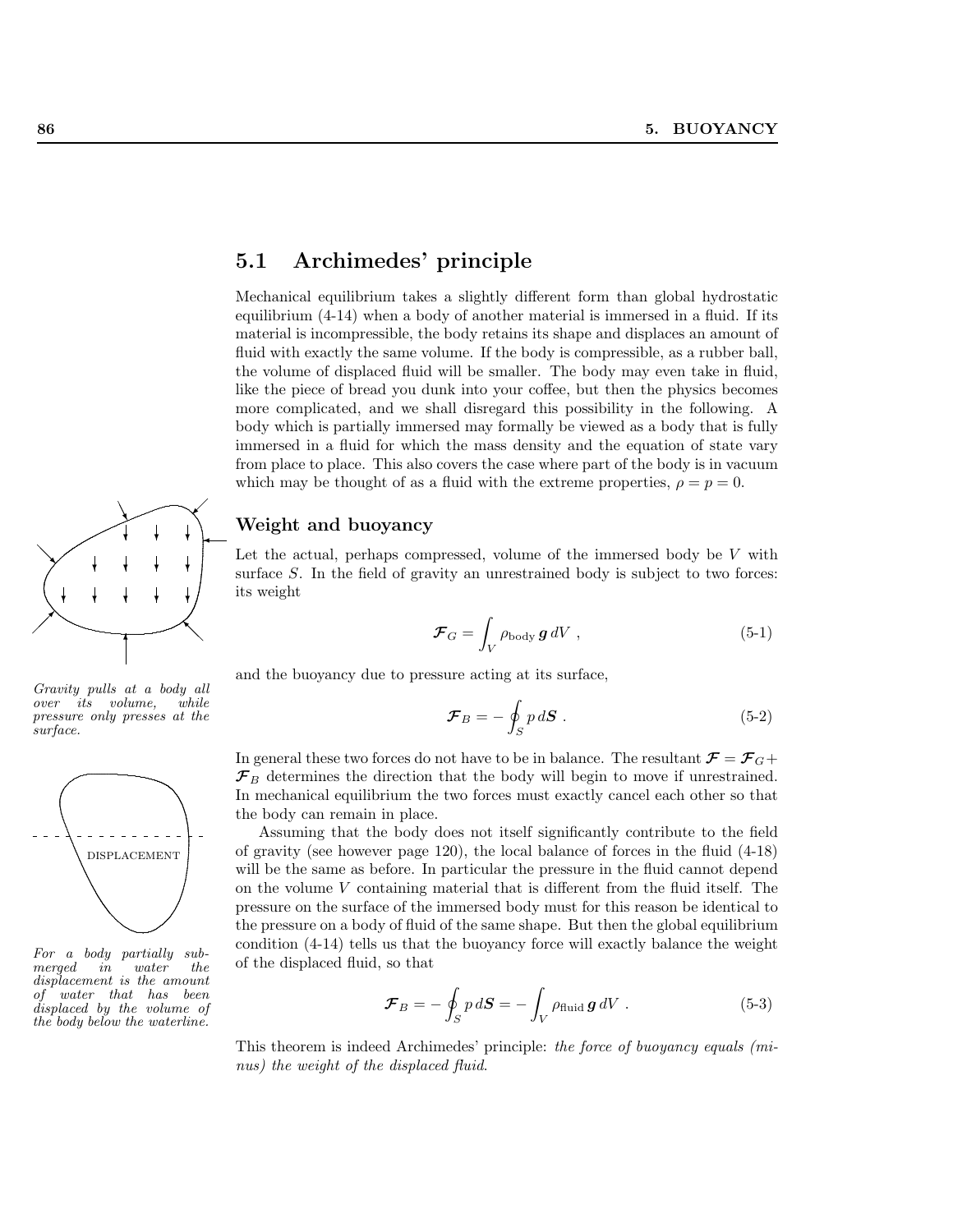## 5.1 Archimedes' principle

Mechanical equilibrium takes a slightly different form than global hydrostatic equilibrium (4-14) when a body of another material is immersed in a fluid. If its material is incompressible, the body retains its shape and displaces an amount of fluid with exactly the same volume. If the body is compressible, as a rubber ball, the volume of displaced fluid will be smaller. The body may even take in fluid, like the piece of bread you dunk into your coffee, but then the physics becomes more complicated, and we shall disregard this possibility in the following. A body which is partially immersed may formally be viewed as a body that is fully immersed in a fluid for which the mass density and the equation of state vary from place to place. This also covers the case where part of the body is in vacuum which may be thought of as a fluid with the extreme properties, $\rho = p = 0$.

### Weight and buoyancy

Let the actual, perhaps compressed, volume of the immersed body be $V$ with surface $S$. In the field of gravity an unrestrained body is subject to two forces: its weight

$$\boldsymbol{\mathcal{F}}_G = \int_V \rho_{\text{body}}\, \boldsymbol{g}\, dV \ , \tag{5-1}$$

and the buoyancy due to pressure acting at its surface,

$$\boldsymbol{\mathcal{F}}_B = -\oint_S p\, d\boldsymbol{S} \ . \tag{5-2}$$

*Gravity pulls at a body all over its volume, while pressure only presses at the surface.*

In general these two forces do not have to be in balance. The resultant $\boldsymbol{\mathcal{F}} = \boldsymbol{\mathcal{F}}_G + \boldsymbol{\mathcal{F}}_B$ determines the direction that the body will begin to move if unrestrained. In mechanical equilibrium the two forces must exactly cancel each other so that the body can remain in place.

Assuming that the body does not itself significantly contribute to the field of gravity (see however page 120), the local balance of forces in the fluid (4-18) will be the same as before. In particular the pressure in the fluid cannot depend on the volume $V$ containing material that is different from the fluid itself. The pressure on the surface of the immersed body must for this reason be identical to the pressure on a body of fluid of the same shape. But then the global equilibrium condition (4-14) tells us that the buoyancy force will exactly balance the weight of the displaced fluid, so that

$$\boldsymbol{\mathcal{F}}_B = -\oint_S p\, d\boldsymbol{S} = -\int_V \rho_{\text{fluid}}\, \boldsymbol{g}\, dV \ . \tag{5-3}$$

*For a body partially submerged in water the displacement is the amount of water that has been displaced by the volume of the body below the waterline.*

This theorem is indeed Archimedes' principle: *the force of buoyancy equals (minus) the weight of the displaced fluid*.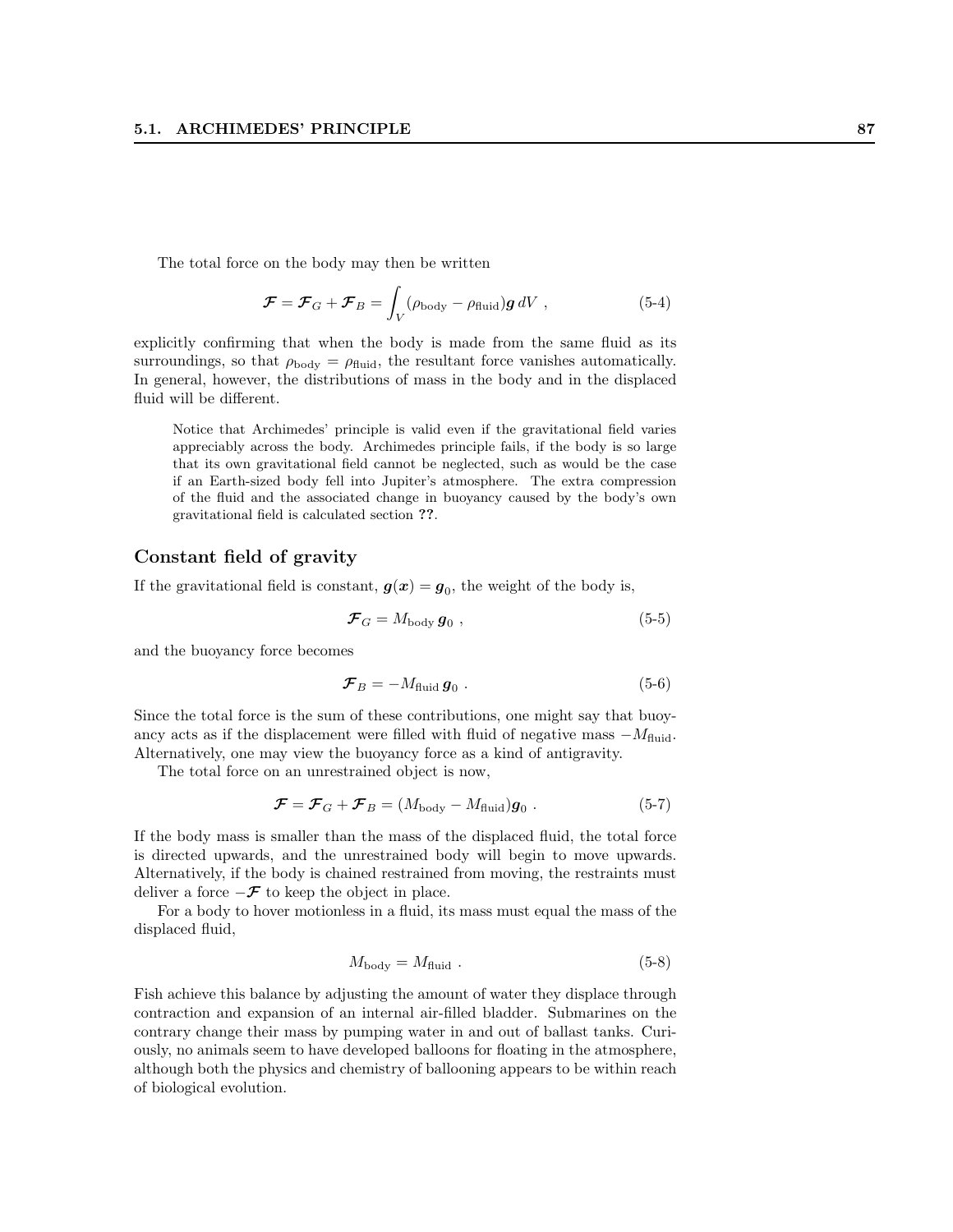The total force on the body may then be written

$$\boldsymbol{\mathcal{F}} = \boldsymbol{\mathcal{F}}_G + \boldsymbol{\mathcal{F}}_B = \int_V (\rho_{\text{body}} - \rho_{\text{fluid}})\boldsymbol{g}\, dV \ , \tag{5-4}$$

explicitly confirming that when the body is made from the same fluid as its surroundings, so that $\rho_{\text{body}} = \rho_{\text{fluid}}$, the resultant force vanishes automatically. In general, however, the distributions of mass in the body and in the displaced fluid will be different.

Notice that Archimedes' principle is valid even if the gravitational field varies appreciably across the body. Archimedes principle fails, if the body is so large that its own gravitational field cannot be neglected, such as would be the case if an Earth-sized body fell into Jupiter's atmosphere. The extra compression of the fluid and the associated change in buoyancy caused by the body's own gravitational field is calculated section **??**.

### Constant field of gravity

If the gravitational field is constant, $\boldsymbol{g}(\boldsymbol{x}) = \boldsymbol{g}_0$, the weight of the body is,

$$\boldsymbol{\mathcal{F}}_G = M_{\text{body}}\, \boldsymbol{g}_0 \ , \tag{5-5}$$

and the buoyancy force becomes

$$\boldsymbol{\mathcal{F}}_B = -M_{\text{fluid}}\, \boldsymbol{g}_0 \ . \tag{5-6}$$

Since the total force is the sum of these contributions, one might say that buoyancy acts as if the displacement were filled with fluid of negative mass $-M_{\text{fluid}}$. Alternatively, one may view the buoyancy force as a kind of antigravity.

The total force on an unrestrained object is now,

$$\boldsymbol{\mathcal{F}} = \boldsymbol{\mathcal{F}}_G + \boldsymbol{\mathcal{F}}_B = (M_{\text{body}} - M_{\text{fluid}})\boldsymbol{g}_0 \ . \tag{5-7}$$

If the body mass is smaller than the mass of the displaced fluid, the total force is directed upwards, and the unrestrained body will begin to move upwards. Alternatively, if the body is chained restrained from moving, the restraints must deliver a force $-\boldsymbol{\mathcal{F}}$ to keep the object in place.

For a body to hover motionless in a fluid, its mass must equal the mass of the displaced fluid,

$$M_{\text{body}} = M_{\text{fluid}} \ . \tag{5-8}$$

Fish achieve this balance by adjusting the amount of water they displace through contraction and expansion of an internal air-filled bladder. Submarines on the contrary change their mass by pumping water in and out of ballast tanks. Curiously, no animals seem to have developed balloons for floating in the atmosphere, although both the physics and chemistry of ballooning appears to be within reach of biological evolution.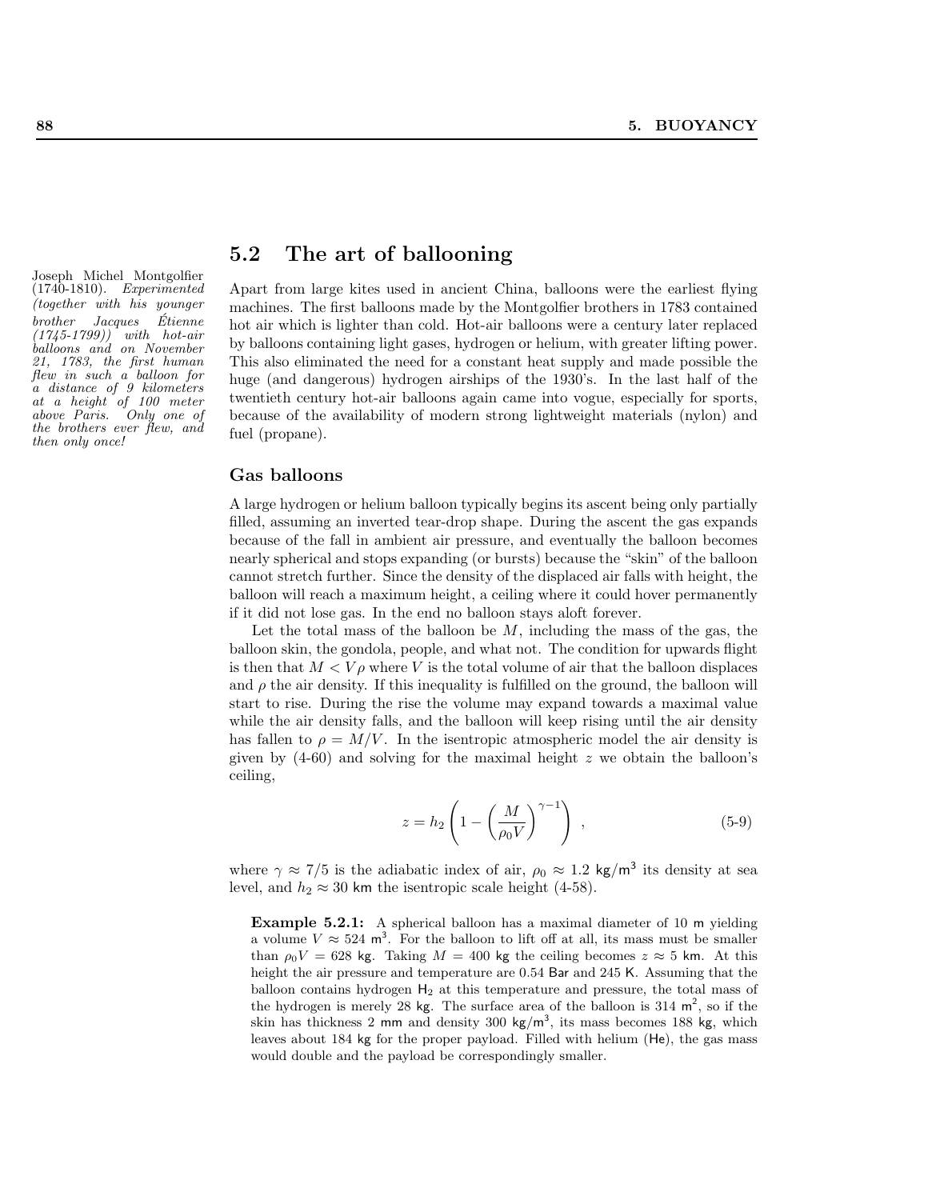## 5.2 The art of ballooning

Joseph Michel Montgolfier (1740-1810). *Experimented (together with his younger brother Jacques Étienne (1745-1799)) with hot-air balloons and on November 21, 1783, the first human flew in such a balloon for a distance of 9 kilometers at a height of 100 meter above Paris. Only one of the brothers ever flew, and then only once!*

Apart from large kites used in ancient China, balloons were the earliest flying machines. The first balloons made by the Montgolfier brothers in 1783 contained hot air which is lighter than cold. Hot-air balloons were a century later replaced by balloons containing light gases, hydrogen or helium, with greater lifting power. This also eliminated the need for a constant heat supply and made possible the huge (and dangerous) hydrogen airships of the 1930's. In the last half of the twentieth century hot-air balloons again came into vogue, especially for sports, because of the availability of modern strong lightweight materials (nylon) and fuel (propane).

### Gas balloons

A large hydrogen or helium balloon typically begins its ascent being only partially filled, assuming an inverted tear-drop shape. During the ascent the gas expands because of the fall in ambient air pressure, and eventually the balloon becomes nearly spherical and stops expanding (or bursts) because the "skin" of the balloon cannot stretch further. Since the density of the displaced air falls with height, the balloon will reach a maximum height, a ceiling where it could hover permanently if it did not lose gas. In the end no balloon stays aloft forever.

Let the total mass of the balloon be $M$, including the mass of the gas, the balloon skin, the gondola, people, and what not. The condition for upwards flight is then that $M < V\rho$ where $V$ is the total volume of air that the balloon displaces and $\rho$ the air density. If this inequality is fulfilled on the ground, the balloon will start to rise. During the rise the volume may expand towards a maximal value while the air density falls, and the balloon will keep rising until the air density has fallen to $\rho = M/V$. In the isentropic atmospheric model the air density is given by (4-60) and solving for the maximal height $z$ we obtain the balloon's ceiling,

$$z = h_2 \left( 1 - \left( \frac{M}{\rho_0 V} \right)^{\gamma - 1} \right) , \qquad \text{(5-9)}$$

where $\gamma \approx 7/5$ is the adiabatic index of air, $\rho_0 \approx 1.2 \text{ kg/m}^3$ its density at sea level, and $h_2 \approx 30$ km the isentropic scale height (4-58).

> **Example 5.2.1:** A spherical balloon has a maximal diameter of 10 m yielding a volume $V \approx 524 \text{ m}^3$. For the balloon to lift off at all, its mass must be smaller than $\rho_0 V = 628$ kg. Taking $M = 400$ kg the ceiling becomes $z \approx 5$ km. At this height the air pressure and temperature are 0.54 Bar and 245 K. Assuming that the balloon contains hydrogen $H_2$ at this temperature and pressure, the total mass of the hydrogen is merely 28 kg. The surface area of the balloon is 314 $\text{m}^2$, so if the skin has thickness 2 mm and density 300 $\text{kg/m}^3$, its mass becomes 188 kg, which leaves about 184 kg for the proper payload. Filled with helium (He), the gas mass would double and the payload be correspondingly smaller.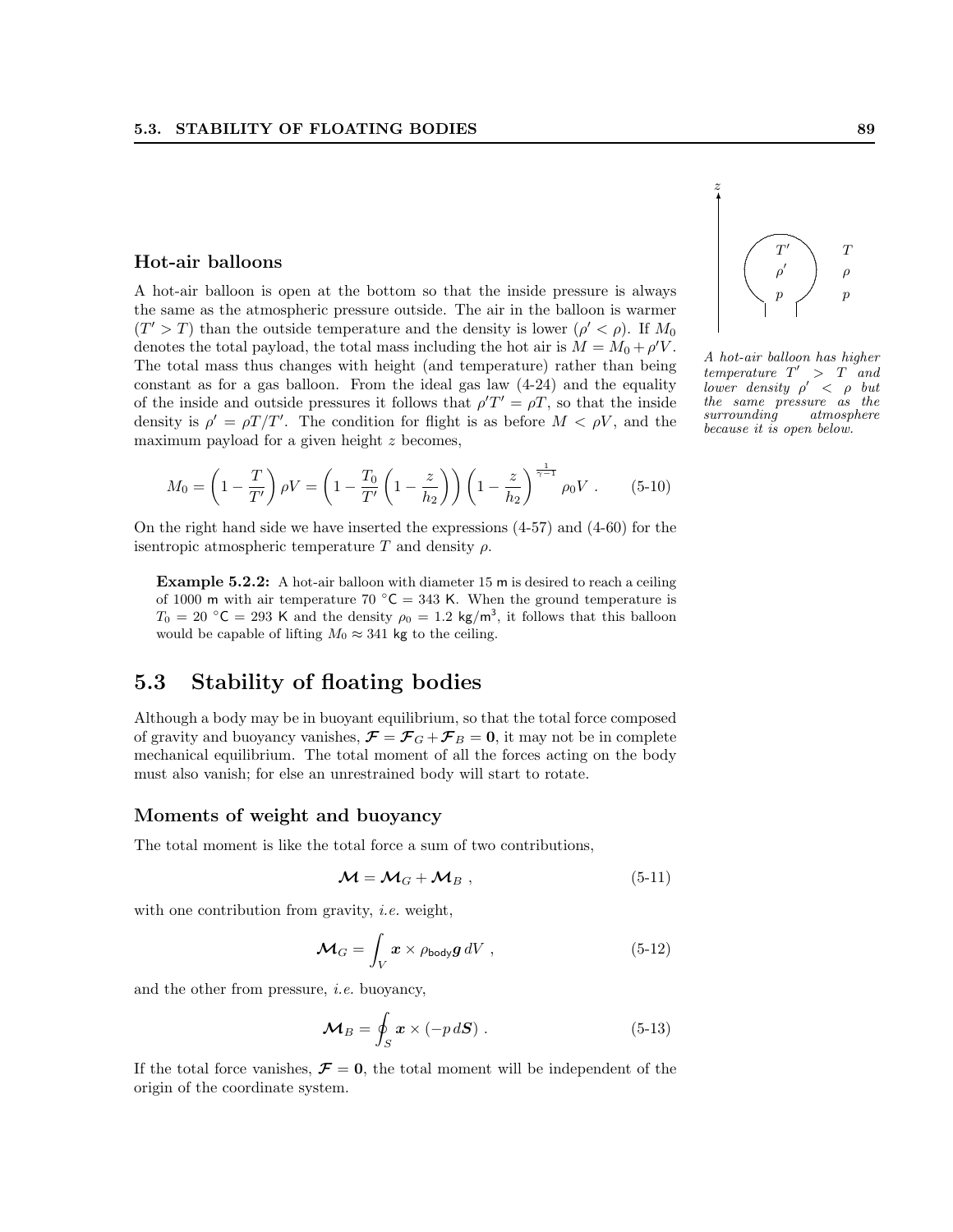### Hot-air balloons

A hot-air balloon is open at the bottom so that the inside pressure is always the same as the atmospheric pressure outside. The air in the balloon is warmer ($T' > T$) than the outside temperature and the density is lower ($\rho' < \rho$). If $M_0$ denotes the total payload, the total mass including the hot air is $M = M_0 + \rho' V$. The total mass thus changes with height (and temperature) rather than being constant as for a gas balloon. From the ideal gas law (4-24) and the equality of the inside and outside pressures it follows that $\rho' T' = \rho T$, so that the inside density is $\rho' = \rho T/T'$. The condition for flight is as before $M < \rho V$, and the maximum payload for a given height $z$ becomes,

$$M_0 = \left(1 - \frac{T}{T'}\right)\rho V = \left(1 - \frac{T_0}{T'}\left(1 - \frac{z}{h_2}\right)\right)\left(1 - \frac{z}{h_2}\right)^{\frac{1}{\gamma - 1}} \rho_0 V \ . \tag{5-10}$$

On the right hand side we have inserted the expressions (4-57) and (4-60) for the isentropic atmospheric temperature $T$ and density $\rho$.

*A hot-air balloon has higher temperature $T' > T$ and lower density $\rho' < \rho$ but the same pressure as the surrounding atmosphere because it is open below.*

> **Example 5.2.2:** A hot-air balloon with diameter 15 m is desired to reach a ceiling of 1000 m with air temperature 70 °C = 343 K. When the ground temperature is $T_0 = 20$ °C = 293 K and the density $\rho_0 = 1.2$ kg/m$^3$, it follows that this balloon would be capable of lifting $M_0 \approx 341$ kg to the ceiling.

## 5.3 Stability of floating bodies

Although a body may be in buoyant equilibrium, so that the total force composed of gravity and buoyancy vanishes, $\boldsymbol{\mathcal{F}} = \boldsymbol{\mathcal{F}}_G + \boldsymbol{\mathcal{F}}_B = \mathbf{0}$, it may not be in complete mechanical equilibrium. The total moment of all the forces acting on the body must also vanish; for else an unrestrained body will start to rotate.

### Moments of weight and buoyancy

The total moment is like the total force a sum of two contributions,

$$\boldsymbol{\mathcal{M}} = \boldsymbol{\mathcal{M}}_G + \boldsymbol{\mathcal{M}}_B \ , \tag{5-11}$$

with one contribution from gravity, *i.e.* weight,

$$\boldsymbol{\mathcal{M}}_G = \int_V \boldsymbol{x} \times \rho_{\mathsf{body}} \boldsymbol{g} \, dV \ , \tag{5-12}$$

and the other from pressure, *i.e.* buoyancy,

$$\boldsymbol{\mathcal{M}}_B = \oint_S \boldsymbol{x} \times (-p \, d\boldsymbol{S}) \ . \tag{5-13}$$

If the total force vanishes, $\boldsymbol{\mathcal{F}} = \mathbf{0}$, the total moment will be independent of the origin of the coordinate system.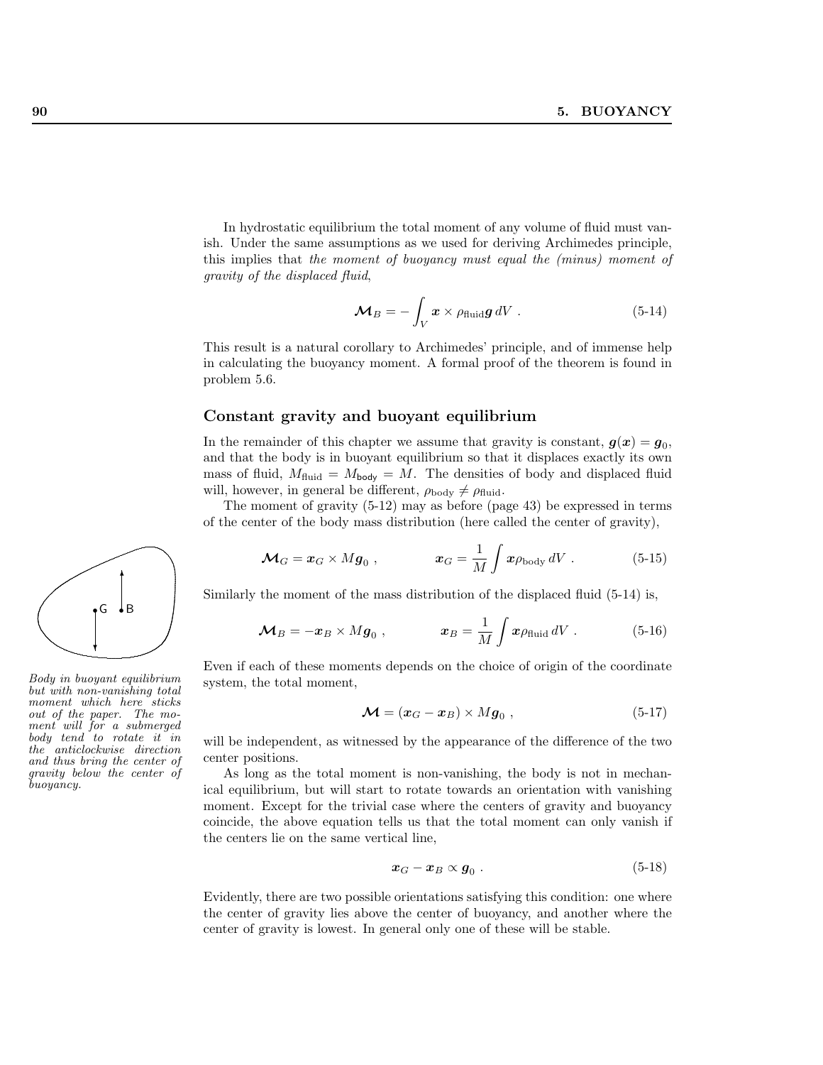In hydrostatic equilibrium the total moment of any volume of fluid must vanish. Under the same assumptions as we used for deriving Archimedes principle, this implies that *the moment of buoyancy must equal the (minus) moment of gravity of the displaced fluid*,

$$\mathcal{M}_B = -\int_V \boldsymbol{x} \times \rho_{\text{fluid}} \boldsymbol{g} \, dV \ . \tag{5-14}$$

This result is a natural corollary to Archimedes' principle, and of immense help in calculating the buoyancy moment. A formal proof of the theorem is found in problem 5.6.

## Constant gravity and buoyant equilibrium

In the remainder of this chapter we assume that gravity is constant, $\boldsymbol{g}(\boldsymbol{x}) = \boldsymbol{g}_0$, and that the body is in buoyant equilibrium so that it displaces exactly its own mass of fluid, $M_{\text{fluid}} = M_{\text{body}} = M$. The densities of body and displaced fluid will, however, in general be different, $\rho_{\text{body}} \neq \rho_{\text{fluid}}$.

The moment of gravity (5-12) may as before (page 43) be expressed in terms of the center of the body mass distribution (here called the center of gravity),

$$\mathcal{M}_G = \boldsymbol{x}_G \times M\boldsymbol{g}_0 \ , \qquad \boldsymbol{x}_G = \frac{1}{M} \int \boldsymbol{x} \rho_{\text{body}} \, dV \ . \tag{5-15}$$

*Body in buoyant equilibrium but with non-vanishing total moment which here sticks out of the paper. The moment will for a submerged body tend to rotate it in the anticlockwise direction and thus bring the center of gravity below the center of buoyancy.*

Similarly the moment of the mass distribution of the displaced fluid (5-14) is,

$$\mathcal{M}_B = -\boldsymbol{x}_B \times M\boldsymbol{g}_0 \ , \qquad \boldsymbol{x}_B = \frac{1}{M} \int \boldsymbol{x} \rho_{\text{fluid}} \, dV \ . \tag{5-16}$$

Even if each of these moments depends on the choice of origin of the coordinate system, the total moment,

$$\mathcal{M} = (\boldsymbol{x}_G - \boldsymbol{x}_B) \times M\boldsymbol{g}_0 \ , \tag{5-17}$$

will be independent, as witnessed by the appearance of the difference of the two center positions.

As long as the total moment is non-vanishing, the body is not in mechanical equilibrium, but will start to rotate towards an orientation with vanishing moment. Except for the trivial case where the centers of gravity and buoyancy coincide, the above equation tells us that the total moment can only vanish if the centers lie on the same vertical line,

$$\boldsymbol{x}_G - \boldsymbol{x}_B \propto \boldsymbol{g}_0 \ . \tag{5-18}$$

Evidently, there are two possible orientations satisfying this condition: one where the center of gravity lies above the center of buoyancy, and another where the center of gravity is lowest. In general only one of these will be stable.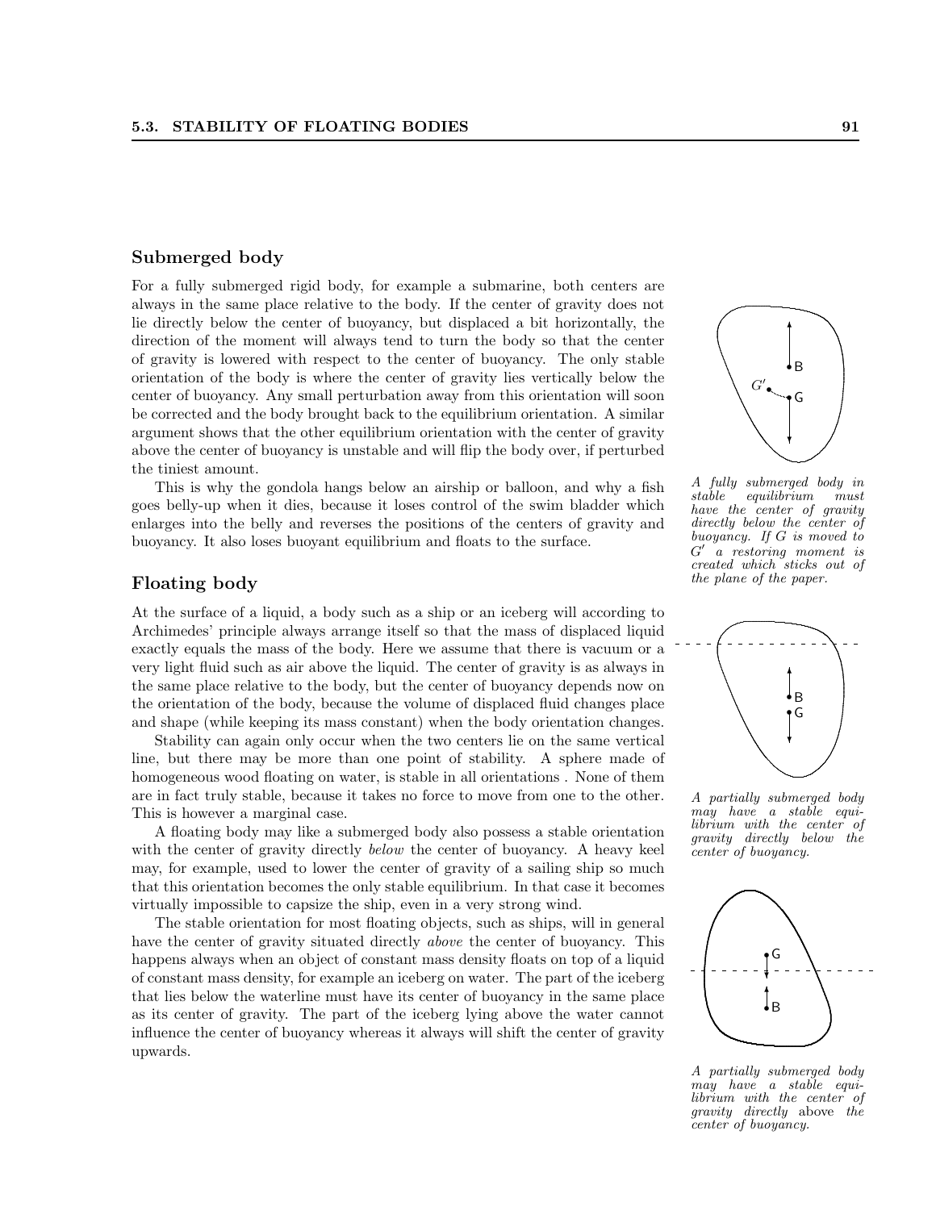## Submerged body

For a fully submerged rigid body, for example a submarine, both centers are always in the same place relative to the body. If the center of gravity does not lie directly below the center of buoyancy, but displaced a bit horizontally, the direction of the moment will always tend to turn the body so that the center of gravity is lowered with respect to the center of buoyancy. The only stable orientation of the body is where the center of gravity lies vertically below the center of buoyancy. Any small perturbation away from this orientation will soon be corrected and the body brought back to the equilibrium orientation. A similar argument shows that the other equilibrium orientation with the center of gravity above the center of buoyancy is unstable and will flip the body over, if perturbed the tiniest amount.

This is why the gondola hangs below an airship or balloon, and why a fish goes belly-up when it dies, because it loses control of the swim bladder which enlarges into the belly and reverses the positions of the centers of gravity and buoyancy. It also loses buoyant equilibrium and floats to the surface.

B

$G'$

G

*A fully submerged body in stable equilibrium must have the center of gravity directly below the center of buoyancy. If $G$ is moved to $G'$ a restoring moment is created which sticks out of the plane of the paper.*

## Floating body

At the surface of a liquid, a body such as a ship or an iceberg will according to Archimedes' principle always arrange itself so that the mass of displaced liquid exactly equals the mass of the body. Here we assume that there is vacuum or a very light fluid such as air above the liquid. The center of gravity is as always in the same place relative to the body, but the center of buoyancy depends now on the orientation of the body, because the volume of displaced fluid changes place and shape (while keeping its mass constant) when the body orientation changes.

Stability can again only occur when the two centers lie on the same vertical line, but there may be more than one point of stability. A sphere made of homogeneous wood floating on water, is stable in all orientations . None of them are in fact truly stable, because it takes no force to move from one to the other. This is however a marginal case.

A floating body may like a submerged body also possess a stable orientation with the center of gravity directly *below* the center of buoyancy. A heavy keel may, for example, used to lower the center of gravity of a sailing ship so much that this orientation becomes the only stable equilibrium. In that case it becomes virtually impossible to capsize the ship, even in a very strong wind.

The stable orientation for most floating objects, such as ships, will in general have the center of gravity situated directly *above* the center of buoyancy. This happens always when an object of constant mass density floats on top of a liquid of constant mass density, for example an iceberg on water. The part of the iceberg that lies below the waterline must have its center of buoyancy in the same place as its center of gravity. The part of the iceberg lying above the water cannot influence the center of buoyancy whereas it always will shift the center of gravity upwards.

B

G

*A partially submerged body may have a stable equilibrium with the center of gravity directly below the center of buoyancy.*

G

B

*A partially submerged body may have a stable equilibrium with the center of gravity directly* above *the center of buoyancy.*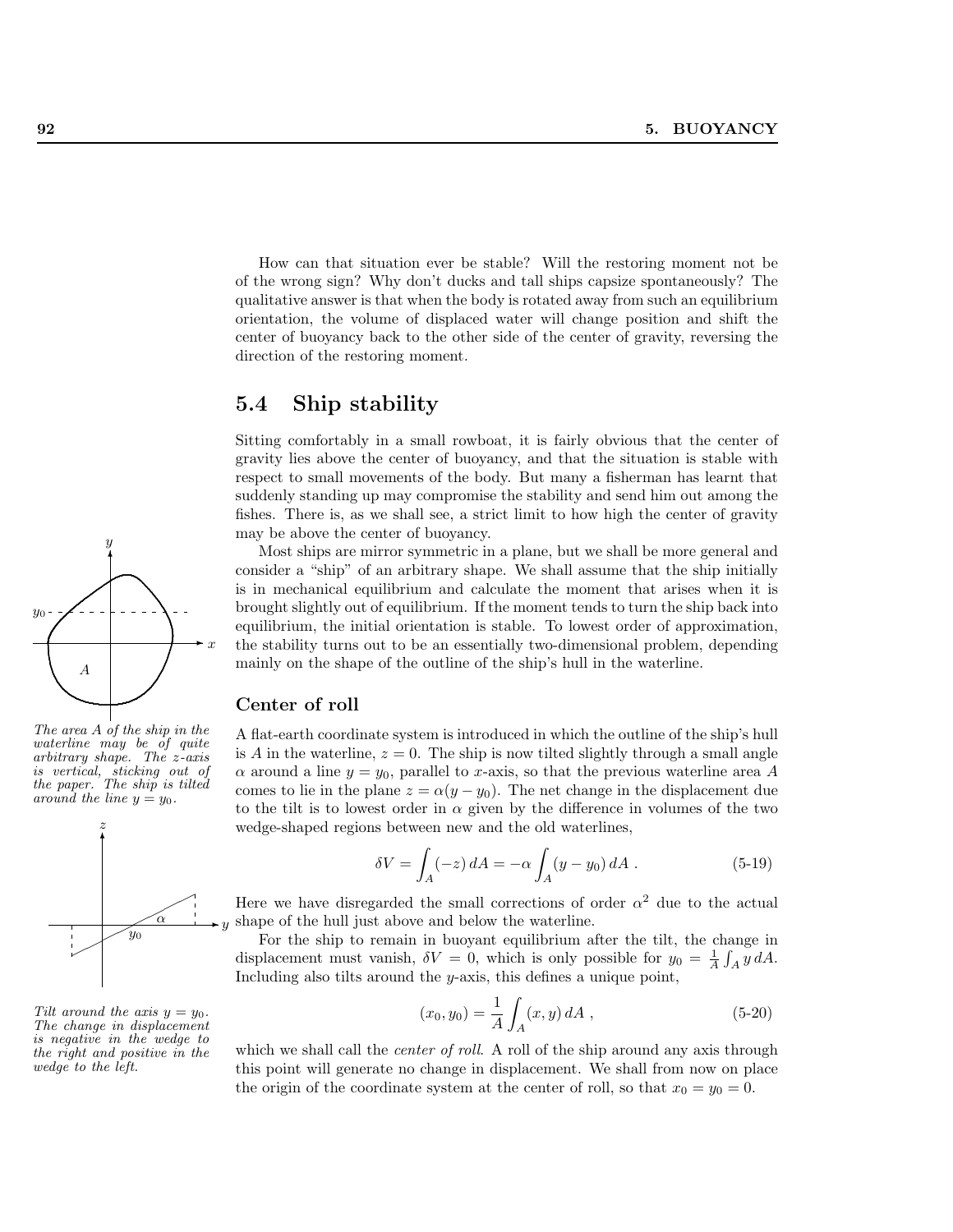How can that situation ever be stable? Will the restoring moment not be of the wrong sign? Why don't ducks and tall ships capsize spontaneously? The qualitative answer is that when the body is rotated away from such an equilibrium orientation, the volume of displaced water will change position and shift the center of buoyancy back to the other side of the center of gravity, reversing the direction of the restoring moment.

## 5.4 Ship stability

Sitting comfortably in a small rowboat, it is fairly obvious that the center of gravity lies above the center of buoyancy, and that the situation is stable with respect to small movements of the body. But many a fisherman has learnt that suddenly standing up may compromise the stability and send him out among the fishes. There is, as we shall see, a strict limit to how high the center of gravity may be above the center of buoyancy.

Most ships are mirror symmetric in a plane, but we shall be more general and consider a "ship" of an arbitrary shape. We shall assume that the ship initially is in mechanical equilibrium and calculate the moment that arises when it is brought slightly out of equilibrium. If the moment tends to turn the ship back into equilibrium, the initial orientation is stable. To lowest order of approximation, the stability turns out to be an essentially two-dimensional problem, depending mainly on the shape of the outline of the ship's hull in the waterline.

*The area $A$ of the ship in the waterline may be of quite arbitrary shape. The $z$-axis is vertical, sticking out of the paper. The ship is tilted around the line $y = y_0$.*

### Center of roll

A flat-earth coordinate system is introduced in which the outline of the ship's hull is $A$ in the waterline, $z = 0$. The ship is now tilted slightly through a small angle $\alpha$ around a line $y = y_0$, parallel to $x$-axis, so that the previous waterline area $A$ comes to lie in the plane $z = \alpha(y - y_0)$. The net change in the displacement due to the tilt is to lowest order in $\alpha$ given by the difference in volumes of the two wedge-shaped regions between new and the old waterlines,

$$\delta V = \int_A (-z)\, dA = -\alpha \int_A (y - y_0)\, dA \, . \tag{5-19}$$

Here we have disregarded the small corrections of order $\alpha^2$ due to the actual shape of the hull just above and below the waterline.

For the ship to remain in buoyant equilibrium after the tilt, the change in displacement must vanish, $\delta V = 0$, which is only possible for $y_0 = \frac{1}{A}\int_A y\, dA$. Including also tilts around the $y$-axis, this defines a unique point,

*Tilt around the axis $y = y_0$. The change in displacement is negative in the wedge to the right and positive in the wedge to the left.*

$$(x_0, y_0) = \frac{1}{A}\int_A (x, y)\, dA \, , \tag{5-20}$$

which we shall call the *center of roll*. A roll of the ship around any axis through this point will generate no change in displacement. We shall from now on place the origin of the coordinate system at the center of roll, so that $x_0 = y_0 = 0$.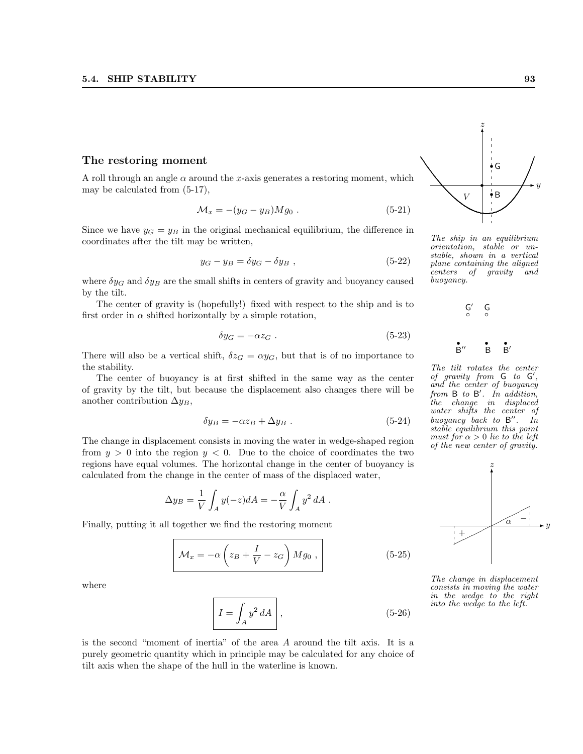### The restoring moment

A roll through an angle $\alpha$ around the $x$-axis generates a restoring moment, which may be calculated from (5-17),

$$\mathcal{M}_x = -(y_G - y_B)Mg_0 \ . \tag{5-21}$$

Since we have $y_G = y_B$ in the original mechanical equilibrium, the difference in coordinates after the tilt may be written,

$$y_G - y_B = \delta y_G - \delta y_B \ , \tag{5-22}$$

where $\delta y_G$ and $\delta y_B$ are the small shifts in centers of gravity and buoyancy caused by the tilt.

The center of gravity is (hopefully!) fixed with respect to the ship and is to first order in $\alpha$ shifted horizontally by a simple rotation,

$$\delta y_G = -\alpha z_G \ . \tag{5-23}$$

There will also be a vertical shift, $\delta z_G = \alpha y_G$, but that is of no importance to the stability.

The center of buoyancy is at first shifted in the same way as the center of gravity by the tilt, but because the displacement also changes there will be another contribution $\Delta y_B$,

$$\delta y_B = -\alpha z_B + \Delta y_B \ . \tag{5-24}$$

The change in displacement consists in moving the water in wedge-shaped region from $y > 0$ into the region $y < 0$. Due to the choice of coordinates the two regions have equal volumes. The horizontal change in the center of buoyancy is calculated from the change in the center of mass of the displaced water,

$$\Delta y_B = \frac{1}{V}\int_A y(-z)dA = -\frac{\alpha}{V}\int_A y^2\, dA \ .$$

Finally, putting it all together we find the restoring moment

$$\boxed{\mathcal{M}_x = -\alpha\left(z_B + \frac{I}{V} - z_G\right)Mg_0} \ , \tag{5-25}$$

where

$$\boxed{I = \int_A y^2\, dA} \ , \tag{5-26}$$

is the second "moment of inertia" of the area $A$ around the tilt axis. It is a purely geometric quantity which in principle may be calculated for any choice of tilt axis when the shape of the hull in the waterline is known.

*The ship in an equilibrium orientation, stable or unstable, shown in a vertical plane containing the aligned centers of gravity and buoyancy.*

*The tilt rotates the center of gravity from G to G′, and the center of buoyancy from B to B′. In addition, the change in displaced water shifts the center of buoyancy back to B″. In stable equilibrium this point must for $\alpha > 0$ lie to the left of the new center of gravity.*

*The change in displacement consists in moving the water in the wedge to the right into the wedge to the left.*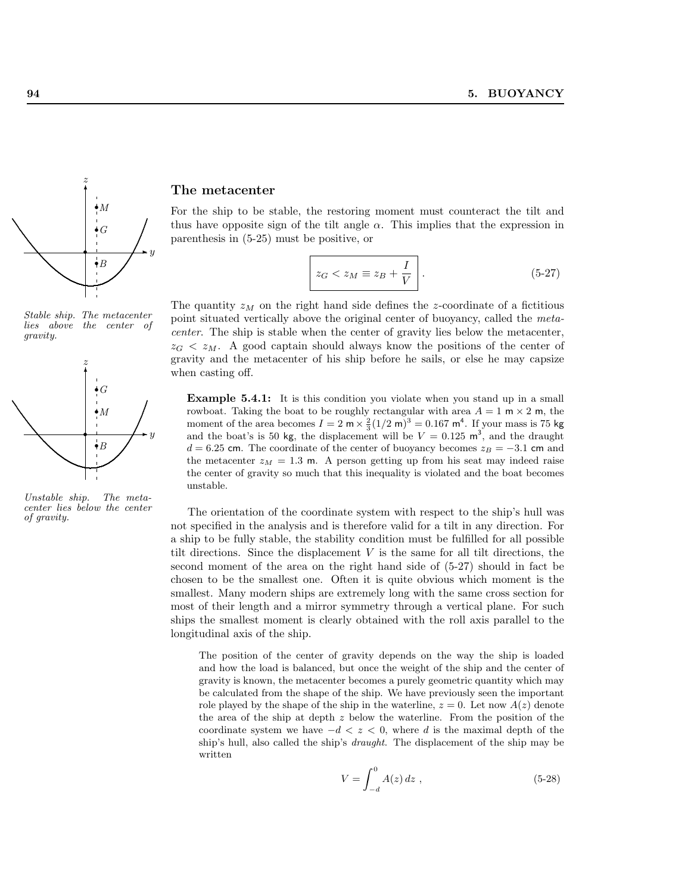*Stable ship. The metacenter lies above the center of gravity.*

*Unstable ship. The metacenter lies below the center of gravity.*

## The metacenter

For the ship to be stable, the restoring moment must counteract the tilt and thus have opposite sign of the tilt angle $\alpha$. This implies that the expression in parenthesis in (5-25) must be positive, or

$$\boxed{z_G < z_M \equiv z_B + \frac{I}{V}} \ . \tag{5-27}$$

The quantity $z_M$ on the right hand side defines the $z$-coordinate of a fictitious point situated vertically above the original center of buoyancy, called the *metacenter*. The ship is stable when the center of gravity lies below the metacenter, $z_G < z_M$. A good captain should always know the positions of the center of gravity and the metacenter of his ship before he sails, or else he may capsize when casting off.

> **Example 5.4.1:** It is this condition you violate when you stand up in a small rowboat. Taking the boat to be roughly rectangular with area $A = 1\ \text{m} \times 2\ \text{m}$, the moment of the area becomes $I = 2\ \text{m} \times \frac{2}{3}(1/2\ \text{m})^3 = 0.167\ \text{m}^4$. If your mass is 75 kg and the boat's is 50 kg, the displacement will be $V = 0.125\ \text{m}^3$, and the draught $d = 6.25$ cm. The coordinate of the center of buoyancy becomes $z_B = -3.1$ cm and the metacenter $z_M = 1.3$ m. A person getting up from his seat may indeed raise the center of gravity so much that this inequality is violated and the boat becomes unstable.

The orientation of the coordinate system with respect to the ship's hull was not specified in the analysis and is therefore valid for a tilt in any direction. For a ship to be fully stable, the stability condition must be fulfilled for all possible tilt directions. Since the displacement $V$ is the same for all tilt directions, the second moment of the area on the right hand side of (5-27) should in fact be chosen to be the smallest one. Often it is quite obvious which moment is the smallest. Many modern ships are extremely long with the same cross section for most of their length and a mirror symmetry through a vertical plane. For such ships the smallest moment is clearly obtained with the roll axis parallel to the longitudinal axis of the ship.

The position of the center of gravity depends on the way the ship is loaded and how the load is balanced, but once the weight of the ship and the center of gravity is known, the metacenter becomes a purely geometric quantity which may be calculated from the shape of the ship. We have previously seen the important role played by the shape of the ship in the waterline, $z = 0$. Let now $A(z)$ denote the area of the ship at depth $z$ below the waterline. From the position of the coordinate system we have $-d < z < 0$, where $d$ is the maximal depth of the ship's hull, also called the ship's *draught*. The displacement of the ship may be written

$$V = \int_{-d}^{0} A(z)\, dz \ , \tag{5-28}$$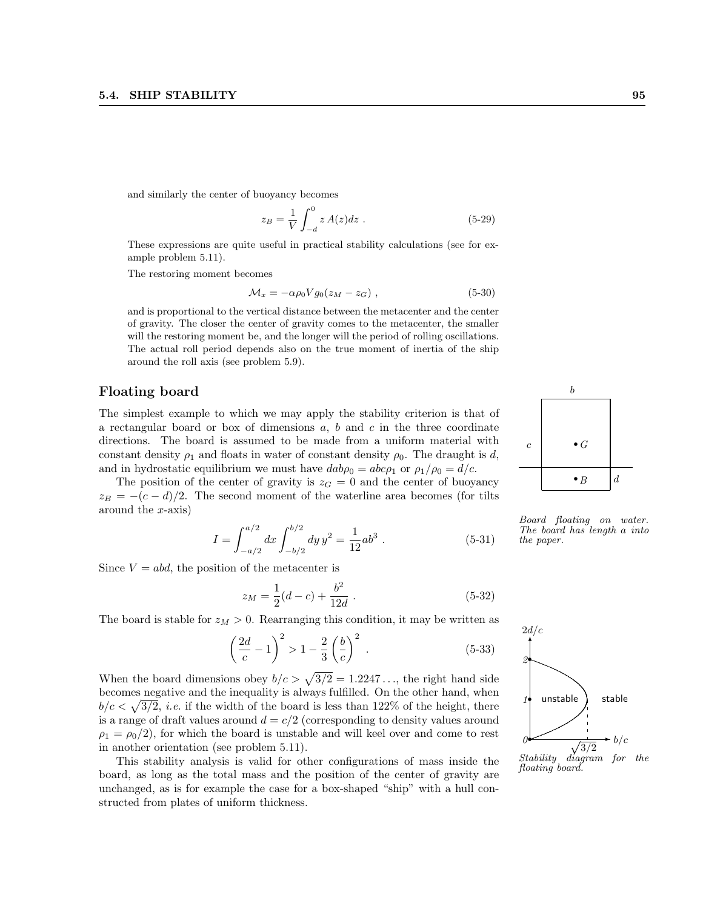and similarly the center of buoyancy becomes

$$z_B = \frac{1}{V}\int_{-d}^{0} z\,A(z)dz\ . \tag{5-29}$$

These expressions are quite useful in practical stability calculations (see for example problem 5.11).

The restoring moment becomes

$$\mathcal{M}_x = -\alpha\rho_0 V g_0(z_M - z_G)\ , \tag{5-30}$$

and is proportional to the vertical distance between the metacenter and the center of gravity. The closer the center of gravity comes to the metacenter, the smaller will the restoring moment be, and the longer will the period of rolling oscillations. The actual roll period depends also on the true moment of inertia of the ship around the roll axis (see problem 5.9).

## Floating board

The simplest example to which we may apply the stability criterion is that of a rectangular board or box of dimensions $a$, $b$ and $c$ in the three coordinate directions. The board is assumed to be made from a uniform material with constant density $\rho_1$ and floats in water of constant density $\rho_0$. The draught is $d$, and in hydrostatic equilibrium we must have $dab\rho_0 = abc\rho_1$ or $\rho_1/\rho_0 = d/c$.

The position of the center of gravity is $z_G = 0$ and the center of buoyancy $z_B = -(c-d)/2$. The second moment of the waterline area becomes (for tilts around the $x$-axis)

$$I = \int_{-a/2}^{a/2} dx \int_{-b/2}^{b/2} dy\, y^2 = \frac{1}{12}ab^3\ . \tag{5-31}$$

*Board floating on water. The board has length a into the paper.*

Since $V = abd$, the position of the metacenter is

$$z_M = \frac{1}{2}(d-c) + \frac{b^2}{12d}\ . \tag{5-32}$$

The board is stable for $z_M > 0$. Rearranging this condition, it may be written as

$$\left(\frac{2d}{c} - 1\right)^2 > 1 - \frac{2}{3}\left(\frac{b}{c}\right)^2\ . \tag{5-33}$$

When the board dimensions obey $b/c > \sqrt{3/2} = 1.2247\ldots$, the right hand side becomes negative and the inequality is always fulfilled. On the other hand, when $b/c < \sqrt{3/2}$, *i.e.* if the width of the board is less than 122% of the height, there is a range of draft values around $d = c/2$ (corresponding to density values around $\rho_1 = \rho_0/2$), for which the board is unstable and will keel over and come to rest in another orientation (see problem 5.11).

*Stability diagram for the floating board.*

This stability analysis is valid for other configurations of mass inside the board, as long as the total mass and the position of the center of gravity are unchanged, as is for example the case for a box-shaped "ship" with a hull constructed from plates of uniform thickness.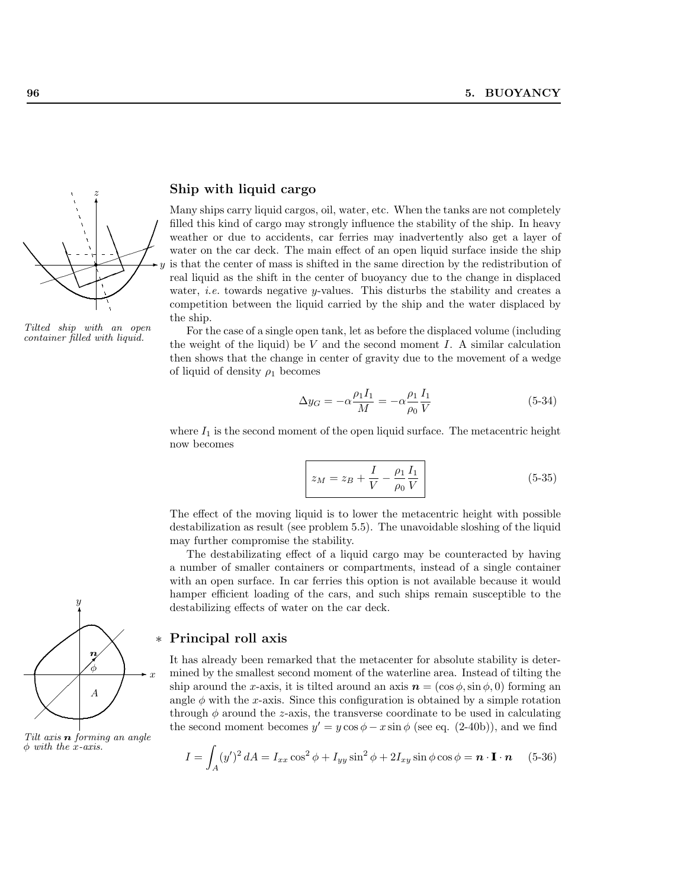## Ship with liquid cargo

Many ships carry liquid cargos, oil, water, etc. When the tanks are not completely filled this kind of cargo may strongly influence the stability of the ship. In heavy weather or due to accidents, car ferries may inadvertently also get a layer of water on the car deck. The main effect of an open liquid surface inside the ship is that the center of mass is shifted in the same direction by the redistribution of real liquid as the shift in the center of buoyancy due to the change in displaced water, *i.e.* towards negative $y$-values. This disturbs the stability and creates a competition between the liquid carried by the ship and the water displaced by the ship.

*Tilted ship with an open container filled with liquid.*

For the case of a single open tank, let as before the displaced volume (including the weight of the liquid) be $V$ and the second moment $I$. A similar calculation then shows that the change in center of gravity due to the movement of a wedge of liquid of density $\rho_1$ becomes

$$\Delta y_G = -\alpha \frac{\rho_1 I_1}{M} = -\alpha \frac{\rho_1}{\rho_0} \frac{I_1}{V} \tag{5-34}$$

where $I_1$ is the second moment of the open liquid surface. The metacentric height now becomes

$$\boxed{z_M = z_B + \frac{I}{V} - \frac{\rho_1}{\rho_0} \frac{I_1}{V}} \tag{5-35}$$

The effect of the moving liquid is to lower the metacentric height with possible destabilization as result (see problem 5.5). The unavoidable sloshing of the liquid may further compromise the stability.

The destabilizating effect of a liquid cargo may be counteracted by having a number of smaller containers or compartments, instead of a single container with an open surface. In car ferries this option is not available because it would hamper efficient loading of the cars, and such ships remain susceptible to the destabilizing effects of water on the car deck.

## * Principal roll axis

It has already been remarked that the metacenter for absolute stability is determined by the smallest second moment of the waterline area. Instead of tilting the ship around the $x$-axis, it is tilted around an axis $\boldsymbol{n} = (\cos\phi, \sin\phi, 0)$ forming an angle $\phi$ with the $x$-axis. Since this configuration is obtained by a simple rotation through $\phi$ around the $z$-axis, the transverse coordinate to be used in calculating the second moment becomes $y' = y\cos\phi - x\sin\phi$ (see eq. (2-40b)), and we find

*Tilt axis $\boldsymbol{n}$ forming an angle $\phi$ with the $x$-axis.*

$$I = \int_A (y')^2 \, dA = I_{xx}\cos^2\phi + I_{yy}\sin^2\phi + 2I_{xy}\sin\phi\cos\phi = \boldsymbol{n} \cdot \mathbf{I} \cdot \boldsymbol{n} \tag{5-36}$$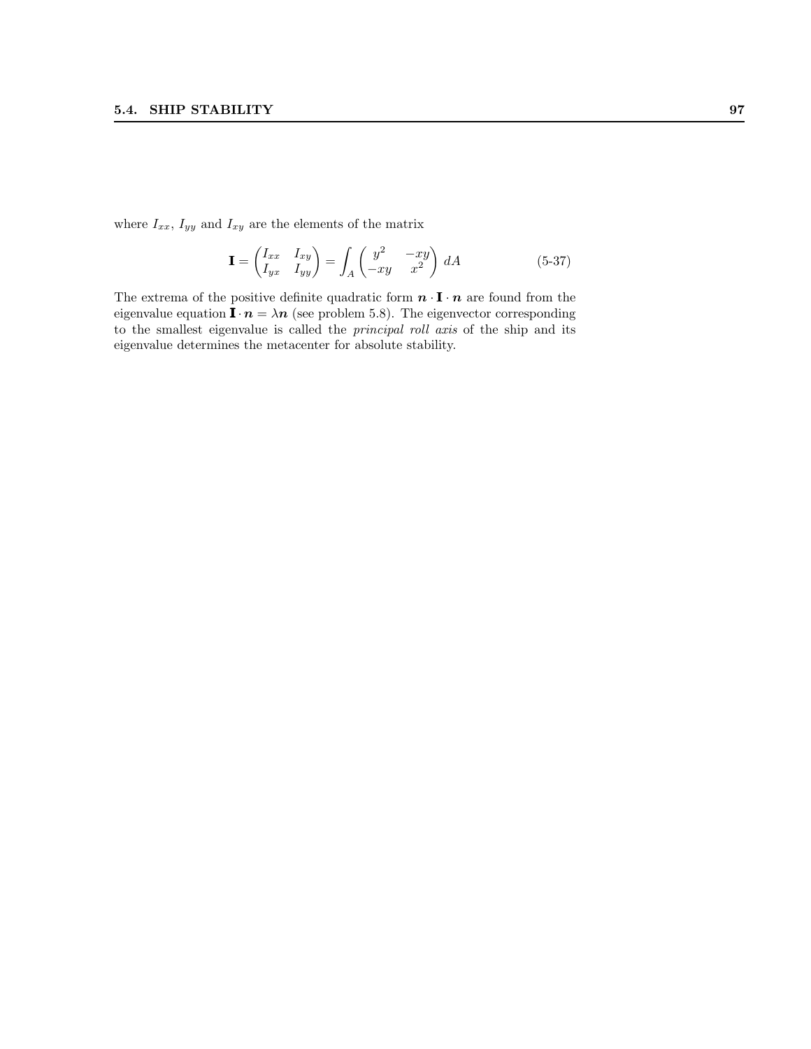where $I_{xx}$, $I_{yy}$ and $I_{xy}$ are the elements of the matrix

$$
\mathbf{I} = \begin{pmatrix} I_{xx} & I_{xy} \\ I_{yx} & I_{yy} \end{pmatrix} = \int_A \begin{pmatrix} y^2 & -xy \\ -xy & x^2 \end{pmatrix} dA \tag{5-37}
$$

The extrema of the positive definite quadratic form $\boldsymbol{n} \cdot \mathbf{I} \cdot \boldsymbol{n}$ are found from the eigenvalue equation $\mathbf{I} \cdot \boldsymbol{n} = \lambda \boldsymbol{n}$ (see problem 5.8). The eigenvector corresponding to the smallest eigenvalue is called the *principal roll axis* of the ship and its eigenvalue determines the metacenter for absolute stability.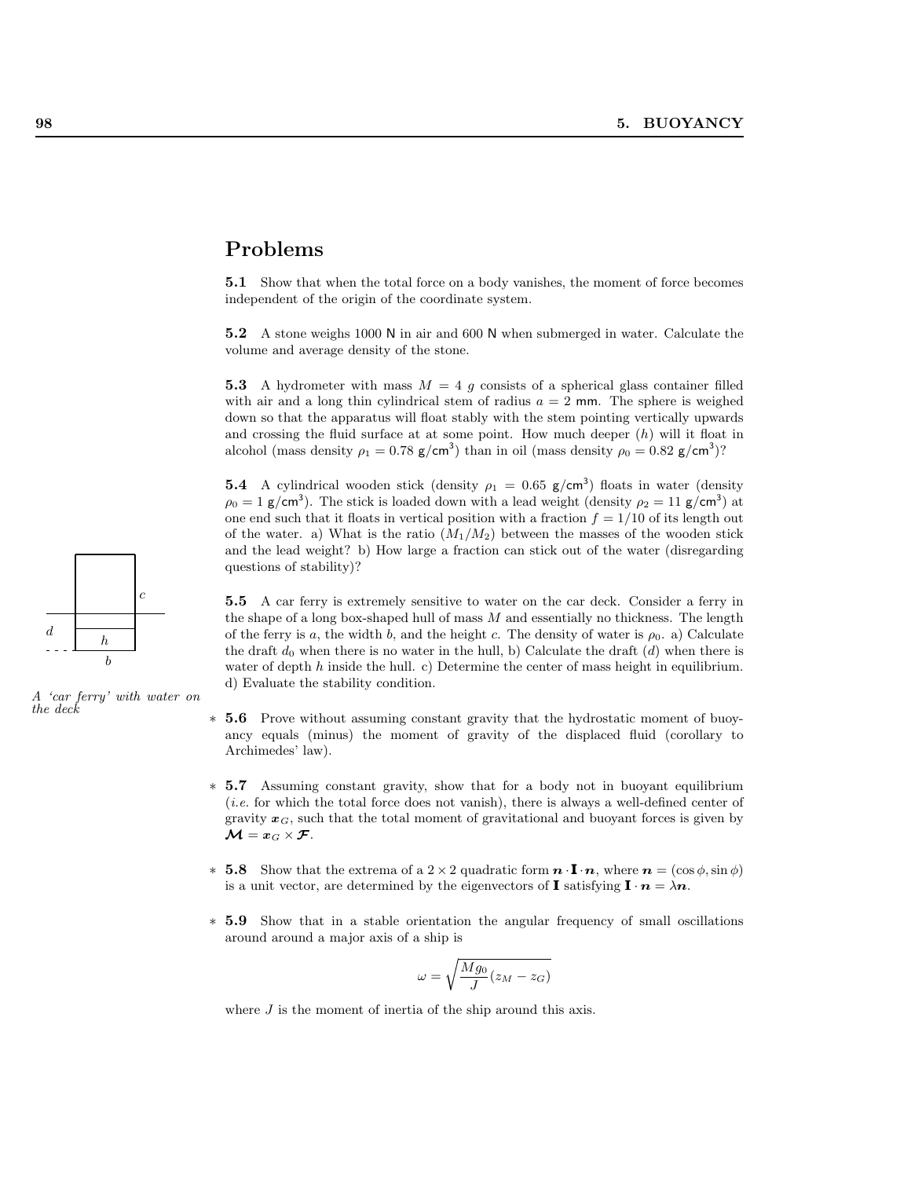## Problems

**5.1** Show that when the total force on a body vanishes, the moment of force becomes independent of the origin of the coordinate system.

**5.2** A stone weighs 1000 N in air and 600 N when submerged in water. Calculate the volume and average density of the stone.

**5.3** A hydrometer with mass $M = 4$ *g* consists of a spherical glass container filled with air and a long thin cylindrical stem of radius $a = 2$ mm. The sphere is weighed down so that the apparatus will float stably with the stem pointing vertically upwards and crossing the fluid surface at at some point. How much deeper ($h$) will it float in alcohol (mass density $\rho_1 = 0.78$ g/cm$^3$) than in oil (mass density $\rho_0 = 0.82$ g/cm$^3$)?

**5.4** A cylindrical wooden stick (density $\rho_1 = 0.65$ g/cm$^3$) floats in water (density $\rho_0 = 1$ g/cm$^3$). The stick is loaded down with a lead weight (density $\rho_2 = 11$ g/cm$^3$) at one end such that it floats in vertical position with a fraction $f = 1/10$ of its length out of the water. a) What is the ratio ($M_1/M_2$) between the masses of the wooden stick and the lead weight? b) How large a fraction can stick out of the water (disregarding questions of stability)?

**5.5** A car ferry is extremely sensitive to water on the car deck. Consider a ferry in the shape of a long box-shaped hull of mass $M$ and essentially no thickness. The length of the ferry is $a$, the width $b$, and the height $c$. The density of water is $\rho_0$. a) Calculate the draft $d_0$ when there is no water in the hull, b) Calculate the draft ($d$) when there is water of depth $h$ inside the hull. c) Determine the center of mass height in equilibrium. d) Evaluate the stability condition.

*A 'car ferry' with water on the deck*

∗ **5.6** Prove without assuming constant gravity that the hydrostatic moment of buoyancy equals (minus) the moment of gravity of the displaced fluid (corollary to Archimedes' law).

∗ **5.7** Assuming constant gravity, show that for a body not in buoyant equilibrium (*i.e.* for which the total force does not vanish), there is always a well-defined center of gravity $\boldsymbol{x}_G$, such that the total moment of gravitational and buoyant forces is given by $\boldsymbol{\mathcal{M}} = \boldsymbol{x}_G \times \boldsymbol{\mathcal{F}}$.

∗ **5.8** Show that the extrema of a $2 \times 2$ quadratic form $\boldsymbol{n} \cdot \mathbf{I} \cdot \boldsymbol{n}$, where $\boldsymbol{n} = (\cos\phi, \sin\phi)$ is a unit vector, are determined by the eigenvectors of $\mathbf{I}$ satisfying $\mathbf{I} \cdot \boldsymbol{n} = \lambda \boldsymbol{n}$.

∗ **5.9** Show that in a stable orientation the angular frequency of small oscillations around around a major axis of a ship is

$$\omega = \sqrt{\frac{M g_0}{J}(z_M - z_G)}$$

where $J$ is the moment of inertia of the ship around this axis.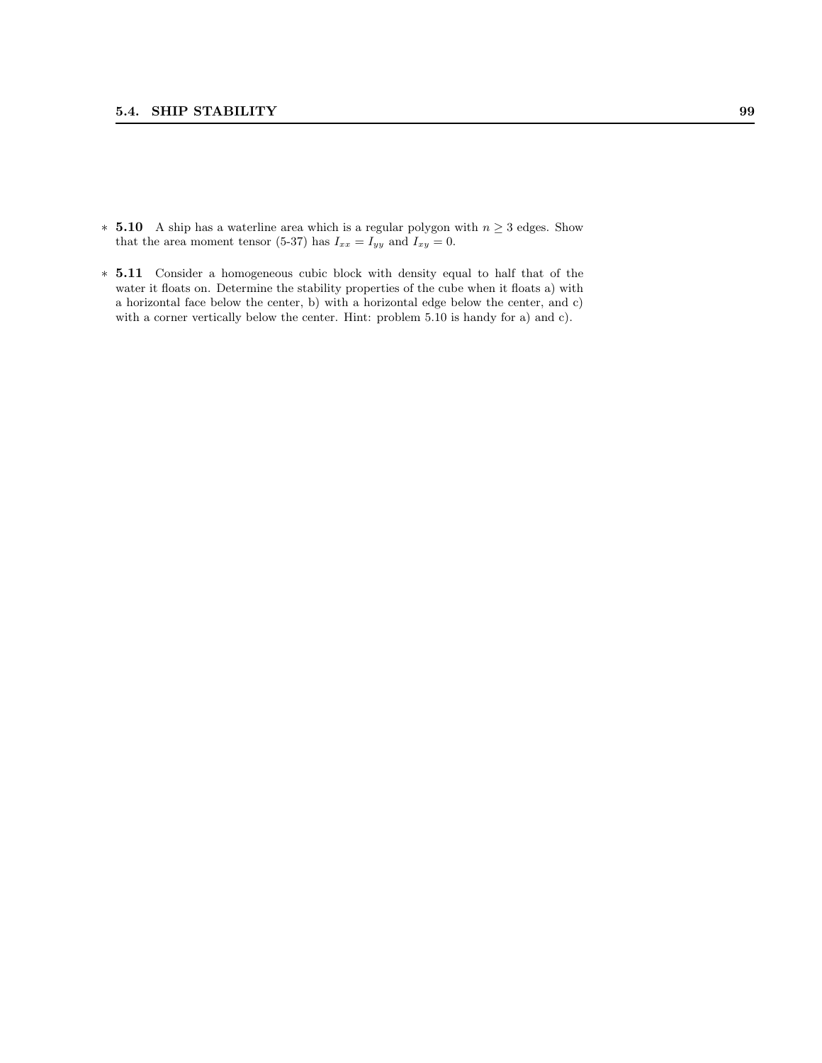* **5.10** A ship has a waterline area which is a regular polygon with $n \geq 3$ edges. Show that the area moment tensor (5-37) has $I_{xx} = I_{yy}$ and $I_{xy} = 0$.

* **5.11** Consider a homogeneous cubic block with density equal to half that of the water it floats on. Determine the stability properties of the cube when it floats a) with a horizontal face below the center, b) with a horizontal edge below the center, and c) with a corner vertically below the center. Hint: problem 5.10 is handy for a) and c).